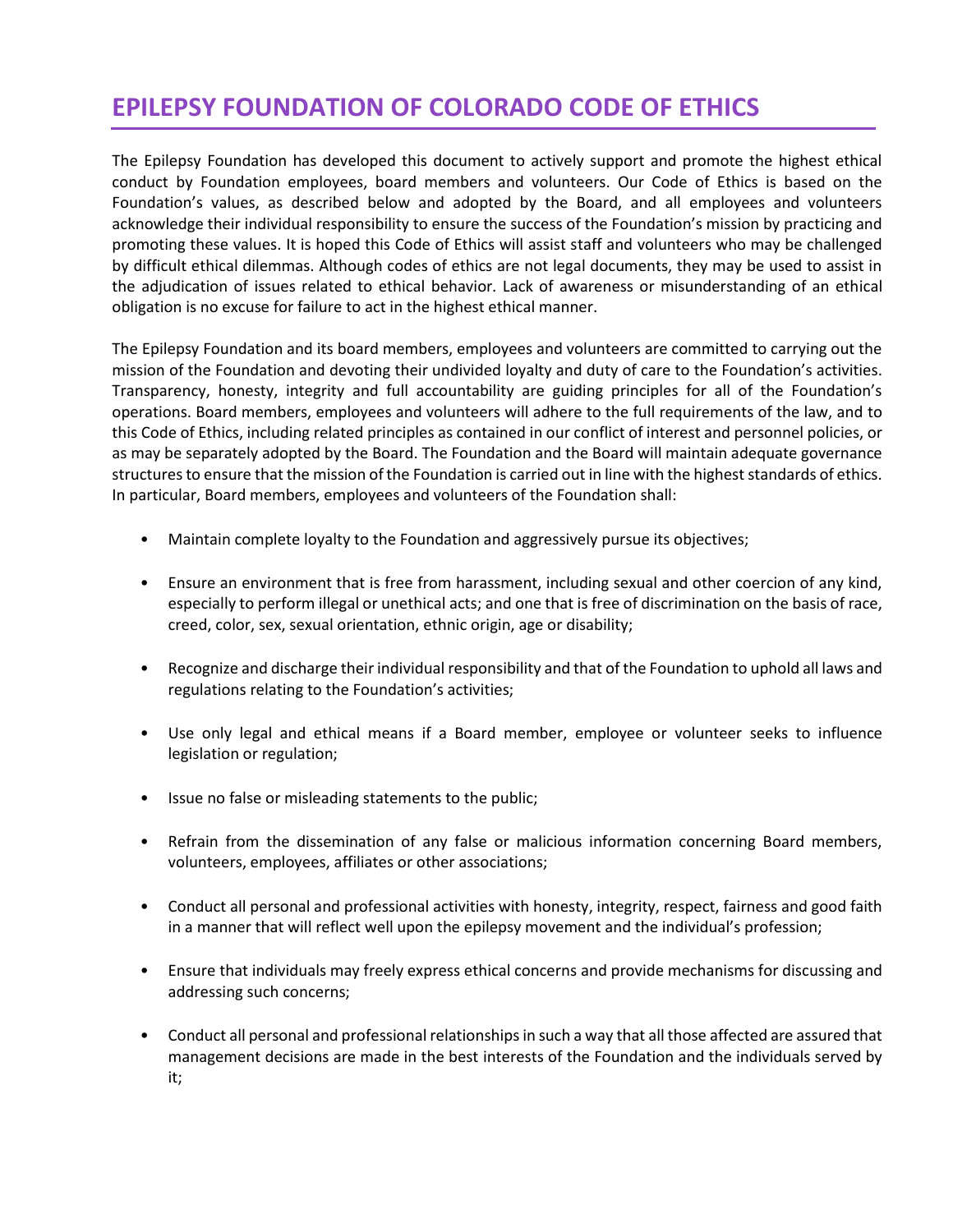# EPILEPSY FOUNDATION OF COLORADO CODE OF ETHICS

The Epilepsy Foundation has developed this document to actively support and promote the highest ethical conduct by Foundation employees, board members and volunteers. Our Code of Ethics is based on the Foundation's values, as described below and adopted by the Board, and all employees and volunteers acknowledge their individual responsibility to ensure the success of the Foundation's mission by practicing and promoting these values. It is hoped this Code of Ethics will assist staff and volunteers who may be challenged by difficult ethical dilemmas. Although codes of ethics are not legal documents, they may be used to assist in the adjudication of issues related to ethical behavior. Lack of awareness or misunderstanding of an ethical obligation is no excuse for failure to act in the highest ethical manner.

The Epilepsy Foundation and its board members, employees and volunteers are committed to carrying out the mission of the Foundation and devoting their undivided loyalty and duty of care to the Foundation's activities. Transparency, honesty, integrity and full accountability are guiding principles for all of the Foundation's operations. Board members, employees and volunteers will adhere to the full requirements of the law, and to this Code of Ethics, including related principles as contained in our conflict of interest and personnel policies, or as may be separately adopted by the Board. The Foundation and the Board will maintain adequate governance structures to ensure that the mission of the Foundation is carried out in line with the highest standards of ethics. In particular, Board members, employees and volunteers of the Foundation shall:

- Maintain complete loyalty to the Foundation and aggressively pursue its objectives;
- Ensure an environment that is free from harassment, including sexual and other coercion of any kind, especially to perform illegal or unethical acts; and one that is free of discrimination on the basis of race, creed, color, sex, sexual orientation, ethnic origin, age or disability;
- Recognize and discharge their individual responsibility and that of the Foundation to uphold all laws and regulations relating to the Foundation's activities;
- Use only legal and ethical means if a Board member, employee or volunteer seeks to influence legislation or regulation;
- Issue no false or misleading statements to the public;
- Refrain from the dissemination of any false or malicious information concerning Board members, volunteers, employees, affiliates or other associations;
- Conduct all personal and professional activities with honesty, integrity, respect, fairness and good faith in a manner that will reflect well upon the epilepsy movement and the individual's profession;
- Ensure that individuals may freely express ethical concerns and provide mechanisms for discussing and addressing such concerns;
- Conduct all personal and professional relationships in such a way that all those affected are assured that management decisions are made in the best interests of the Foundation and the individuals served by it;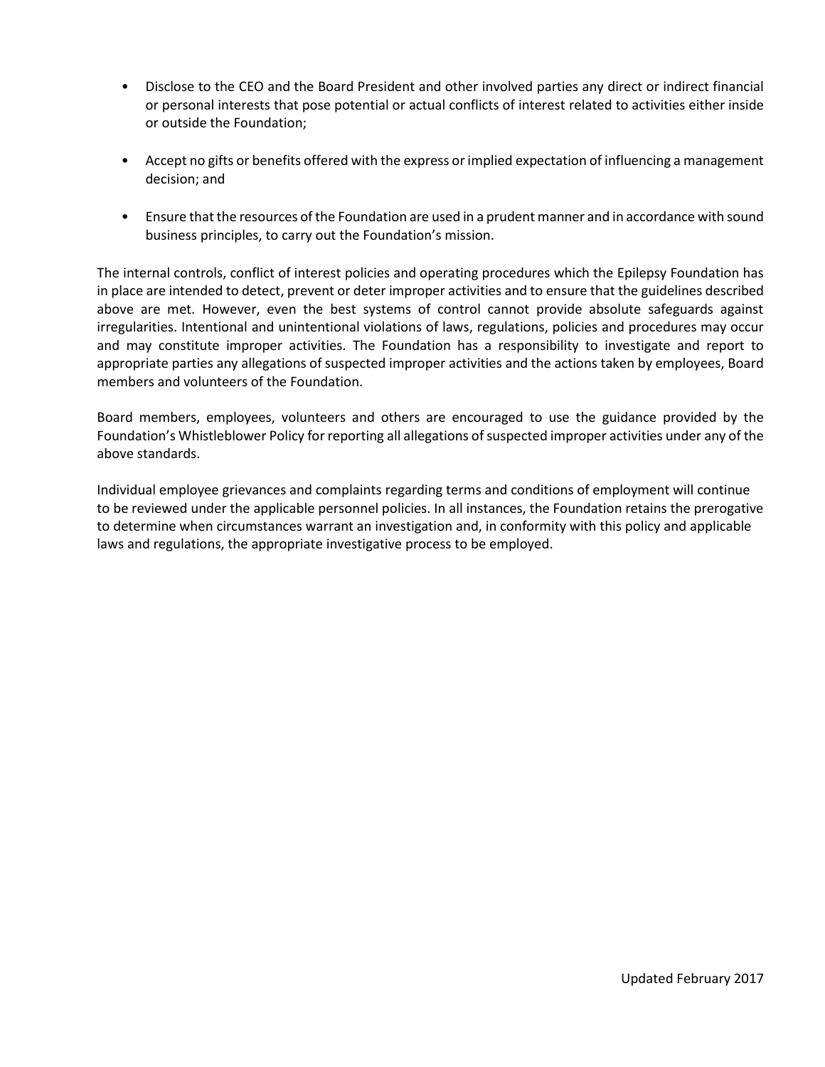- Disclose to the CEO and the Board President and other involved parties any direct or indirect financial or personal interests that pose potential or actual conflicts of interest related to activities either inside or outside the Foundation;

- Accept no gifts or benefits offered with the express or implied expectation of influencing a management decision; and

- Ensure that the resources of the Foundation are used in a prudent manner and in accordance with sound business principles, to carry out the Foundation's mission.

The internal controls, conflict of interest policies and operating procedures which the Epilepsy Foundation has in place are intended to detect, prevent or deter improper activities and to ensure that the guidelines described above are met. However, even the best systems of control cannot provide absolute safeguards against irregularities. Intentional and unintentional violations of laws, regulations, policies and procedures may occur and may constitute improper activities. The Foundation has a responsibility to investigate and report to appropriate parties any allegations of suspected improper activities and the actions taken by employees, Board members and volunteers of the Foundation.

Board members, employees, volunteers and others are encouraged to use the guidance provided by the Foundation's Whistleblower Policy for reporting all allegations of suspected improper activities under any of the above standards.

Individual employee grievances and complaints regarding terms and conditions of employment will continue to be reviewed under the applicable personnel policies. In all instances, the Foundation retains the prerogative to determine when circumstances warrant an investigation and, in conformity with this policy and applicable laws and regulations, the appropriate investigative process to be employed.

Updated February 2017